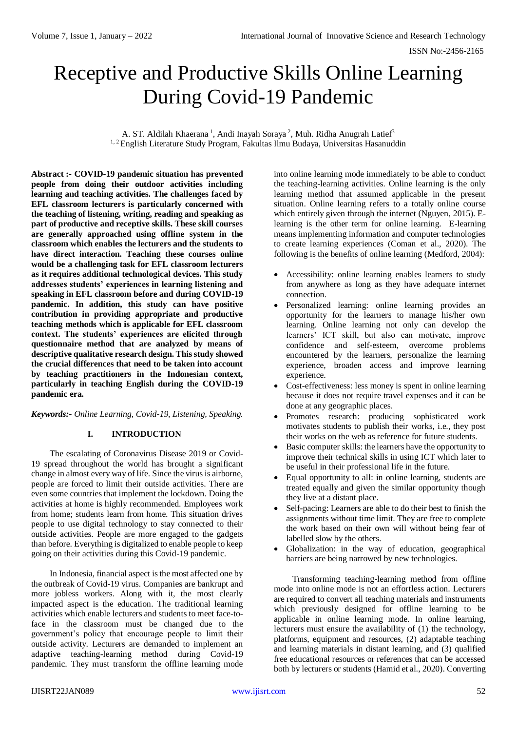# Receptive and Productive Skills Online Learning During Covid-19 Pandemic

A. ST. Aldilah Khaerana [1], Andi Inayah Soraya [2], Muh. Ridha Anugrah Latief[3]
[1, 2] English Literature Study Program, Fakultas Ilmu Budaya, Universitas Hasanuddin

**Abstract :- COVID-19 pandemic situation has prevented people from doing their outdoor activities including learning and teaching activities. The challenges faced by EFL classroom lecturers is particularly concerned with the teaching of listening, writing, reading and speaking as part of productive and receptive skills. These skill courses are generally approached using offline system in the classroom which enables the lecturers and the students to have direct interaction. Teaching these courses online would be a challenging task for EFL classroom lecturers as it requires additional technological devices. This study addresses students' experiences in learning listening and speaking in EFL classroom before and during COVID-19 pandemic. In addition, this study can have positive contribution in providing appropriate and productive teaching methods which is applicable for EFL classroom context. The students' experiences are elicited through questionnaire method that are analyzed by means of descriptive qualitative research design. This study showed the crucial differences that need to be taken into account by teaching practitioners in the Indonesian context, particularly in teaching English during the COVID-19 pandemic era.**

***Keywords:-** Online Learning, Covid-19, Listening, Speaking.*

## I. INTRODUCTION

The escalating of Coronavirus Disease 2019 or Covid-19 spread throughout the world has brought a significant change in almost every way of life. Since the virus is airborne, people are forced to limit their outside activities. There are even some countries that implement the lockdown. Doing the activities at home is highly recommended. Employees work from home; students learn from home. This situation drives people to use digital technology to stay connected to their outside activities. People are more engaged to the gadgets than before. Everything is digitalized to enable people to keep going on their activities during this Covid-19 pandemic.

In Indonesia, financial aspect is the most affected one by the outbreak of Covid-19 virus. Companies are bankrupt and more jobless workers. Along with it, the most clearly impacted aspect is the education. The traditional learning activities which enable lecturers and students to meet face-to-face in the classroom must be changed due to the government's policy that encourage people to limit their outside activity. Lecturers are demanded to implement an adaptive teaching-learning method during Covid-19 pandemic. They must transform the offline learning mode into online learning mode immediately to be able to conduct the teaching-learning activities. Online learning is the only learning method that assumed applicable in the present situation. Online learning refers to a totally online course which entirely given through the internet (Nguyen, 2015). E-learning is the other term for online learning. E-learning means implementing information and computer technologies to create learning experiences (Coman et al., 2020). The following is the benefits of online learning (Medford, 2004):

- Accessibility: online learning enables learners to study from anywhere as long as they have adequate internet connection.
- Personalized learning: online learning provides an opportunity for the learners to manage his/her own learning. Online learning not only can develop the learners' ICT skill, but also can motivate, improve confidence and self-esteem, overcome problems encountered by the learners, personalize the learning experience, broaden access and improve learning experience.
- Cost-effectiveness: less money is spent in online learning because it does not require travel expenses and it can be done at any geographic places.
- Promotes research: producing sophisticated work motivates students to publish their works, i.e., they post their works on the web as reference for future students.
- Basic computer skills: the learners have the opportunity to improve their technical skills in using ICT which later to be useful in their professional life in the future.
- Equal opportunity to all: in online learning, students are treated equally and given the similar opportunity though they live at a distant place.
- Self-pacing: Learners are able to do their best to finish the assignments without time limit. They are free to complete the work based on their own will without being fear of labelled slow by the others.
- Globalization: in the way of education, geographical barriers are being narrowed by new technologies.

Transforming teaching-learning method from offline mode into online mode is not an effortless action. Lecturers are required to convert all teaching materials and instruments which previously designed for offline learning to be applicable in online learning mode. In online learning, lecturers must ensure the availability of (1) the technology, platforms, equipment and resources, (2) adaptable teaching and learning materials in distant learning, and (3) qualified free educational resources or references that can be accessed both by lecturers or students (Hamid et al., 2020). Converting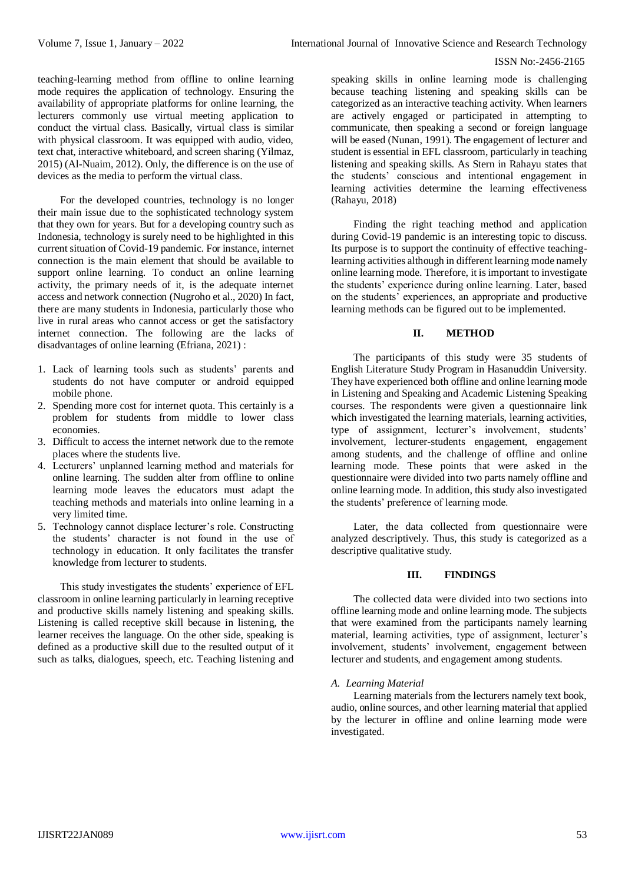teaching-learning method from offline to online learning mode requires the application of technology. Ensuring the availability of appropriate platforms for online learning, the lecturers commonly use virtual meeting application to conduct the virtual class. Basically, virtual class is similar with physical classroom. It was equipped with audio, video, text chat, interactive whiteboard, and screen sharing (Yilmaz, 2015) (Al-Nuaim, 2012). Only, the difference is on the use of devices as the media to perform the virtual class.

For the developed countries, technology is no longer their main issue due to the sophisticated technology system that they own for years. But for a developing country such as Indonesia, technology is surely need to be highlighted in this current situation of Covid-19 pandemic. For instance, internet connection is the main element that should be available to support online learning. To conduct an online learning activity, the primary needs of it, is the adequate internet access and network connection (Nugroho et al., 2020) In fact, there are many students in Indonesia, particularly those who live in rural areas who cannot access or get the satisfactory internet connection. The following are the lacks of disadvantages of online learning (Efriana, 2021) :

1. Lack of learning tools such as students' parents and students do not have computer or android equipped mobile phone.
2. Spending more cost for internet quota. This certainly is a problem for students from middle to lower class economies.
3. Difficult to access the internet network due to the remote places where the students live.
4. Lecturers' unplanned learning method and materials for online learning. The sudden alter from offline to online learning mode leaves the educators must adapt the teaching methods and materials into online learning in a very limited time.
5. Technology cannot displace lecturer's role. Constructing the students' character is not found in the use of technology in education. It only facilitates the transfer knowledge from lecturer to students.

This study investigates the students' experience of EFL classroom in online learning particularly in learning receptive and productive skills namely listening and speaking skills. Listening is called receptive skill because in listening, the learner receives the language. On the other side, speaking is defined as a productive skill due to the resulted output of it such as talks, dialogues, speech, etc. Teaching listening and speaking skills in online learning mode is challenging because teaching listening and speaking skills can be categorized as an interactive teaching activity. When learners are actively engaged or participated in attempting to communicate, then speaking a second or foreign language will be eased (Nunan, 1991). The engagement of lecturer and student is essential in EFL classroom, particularly in teaching listening and speaking skills. As Stern in Rahayu states that the students' conscious and intentional engagement in learning activities determine the learning effectiveness (Rahayu, 2018)

Finding the right teaching method and application during Covid-19 pandemic is an interesting topic to discuss. Its purpose is to support the continuity of effective teaching-learning activities although in different learning mode namely online learning mode. Therefore, it is important to investigate the students' experience during online learning. Later, based on the students' experiences, an appropriate and productive learning methods can be figured out to be implemented.

## II. METHOD

The participants of this study were 35 students of English Literature Study Program in Hasanuddin University. They have experienced both offline and online learning mode in Listening and Speaking and Academic Listening Speaking courses. The respondents were given a questionnaire link which investigated the learning materials, learning activities, type of assignment, lecturer's involvement, students' involvement, lecturer-students engagement, engagement among students, and the challenge of offline and online learning mode. These points that were asked in the questionnaire were divided into two parts namely offline and online learning mode. In addition, this study also investigated the students' preference of learning mode.

Later, the data collected from questionnaire were analyzed descriptively. Thus, this study is categorized as a descriptive qualitative study.

## III. FINDINGS

The collected data were divided into two sections into offline learning mode and online learning mode. The subjects that were examined from the participants namely learning material, learning activities, type of assignment, lecturer's involvement, students' involvement, engagement between lecturer and students, and engagement among students.

### *A. Learning Material*

Learning materials from the lecturers namely text book, audio, online sources, and other learning material that applied by the lecturer in offline and online learning mode were investigated.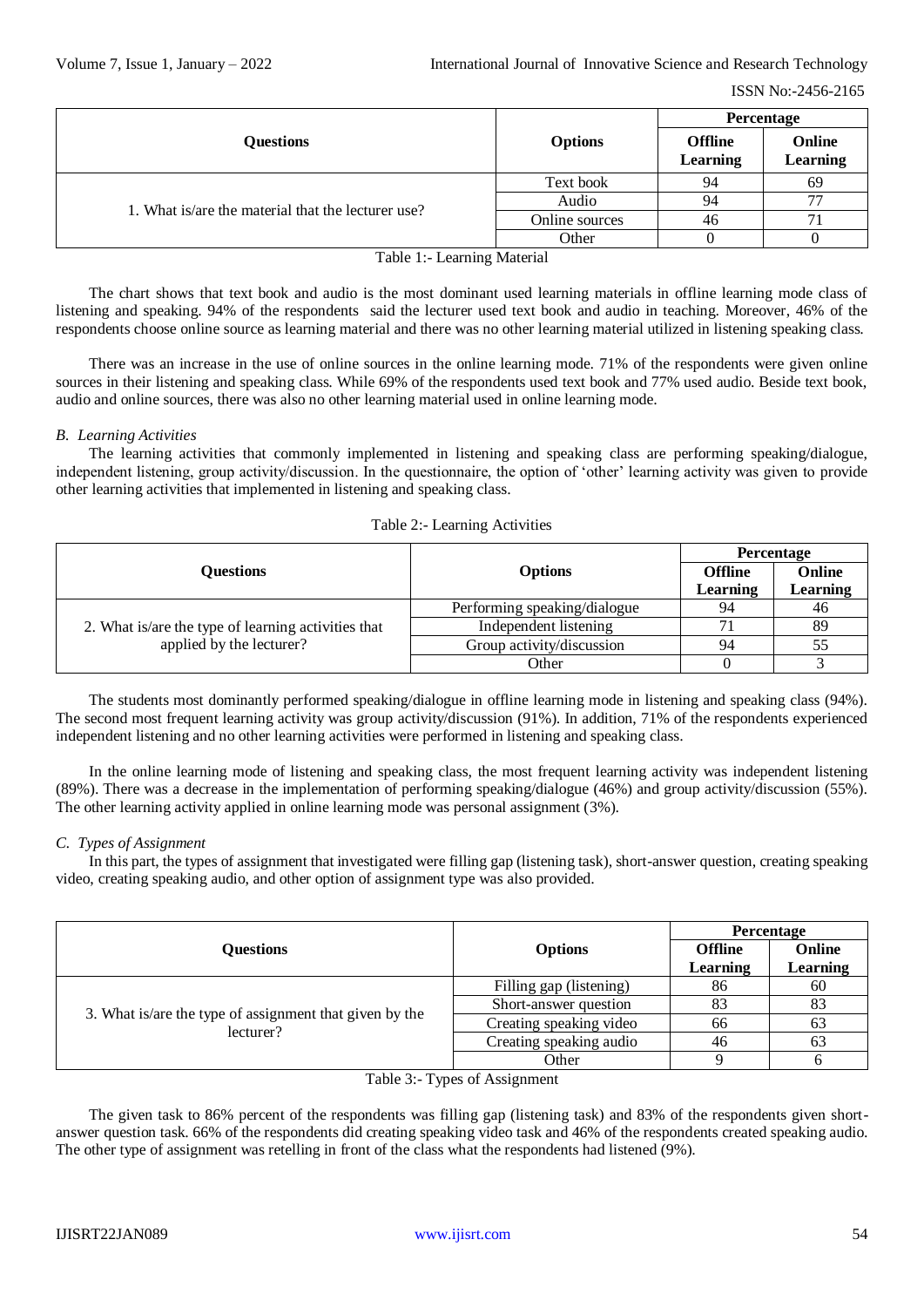| Questions | Options | Percentage | |
|---|---|---|---|
| | | Offline Learning | Online Learning |
| 1. What is/are the material that the lecturer use? | Text book | 94 | 69 |
| | Audio | 94 | 77 |
| | Online sources | 46 | 71 |
| | Other | 0 | 0 |

Table 1:- Learning Material

The chart shows that text book and audio is the most dominant used learning materials in offline learning mode class of listening and speaking. 94% of the respondents said the lecturer used text book and audio in teaching. Moreover, 46% of the respondents choose online source as learning material and there was no other learning material utilized in listening speaking class.

There was an increase in the use of online sources in the online learning mode. 71% of the respondents were given online sources in their listening and speaking class. While 69% of the respondents used text book and 77% used audio. Beside text book, audio and online sources, there was also no other learning material used in online learning mode.

### *B. Learning Activities*

The learning activities that commonly implemented in listening and speaking class are performing speaking/dialogue, independent listening, group activity/discussion. In the questionnaire, the option of 'other' learning activity was given to provide other learning activities that implemented in listening and speaking class.

Table 2:- Learning Activities

| Questions | Options | Percentage | |
|---|---|---|---|
| | | Offline Learning | Online Learning |
| 2. What is/are the type of learning activities that applied by the lecturer? | Performing speaking/dialogue | 94 | 46 |
| | Independent listening | 71 | 89 |
| | Group activity/discussion | 94 | 55 |
| | Other | 0 | 3 |

The students most dominantly performed speaking/dialogue in offline learning mode in listening and speaking class (94%). The second most frequent learning activity was group activity/discussion (91%). In addition, 71% of the respondents experienced independent listening and no other learning activities were performed in listening and speaking class.

In the online learning mode of listening and speaking class, the most frequent learning activity was independent listening (89%). There was a decrease in the implementation of performing speaking/dialogue (46%) and group activity/discussion (55%). The other learning activity applied in online learning mode was personal assignment (3%).

### *C. Types of Assignment*

In this part, the types of assignment that investigated were filling gap (listening task), short-answer question, creating speaking video, creating speaking audio, and other option of assignment type was also provided.

| Questions | Options | Percentage | |
|---|---|---|---|
| | | Offline Learning | Online Learning |
| 3. What is/are the type of assignment that given by the lecturer? | Filling gap (listening) | 86 | 60 |
| | Short-answer question | 83 | 83 |
| | Creating speaking video | 66 | 63 |
| | Creating speaking audio | 46 | 63 |
| | Other | 9 | 6 |

Table 3:- Types of Assignment

The given task to 86% percent of the respondents was filling gap (listening task) and 83% of the respondents given short-answer question task. 66% of the respondents did creating speaking video task and 46% of the respondents created speaking audio. The other type of assignment was retelling in front of the class what the respondents had listened (9%).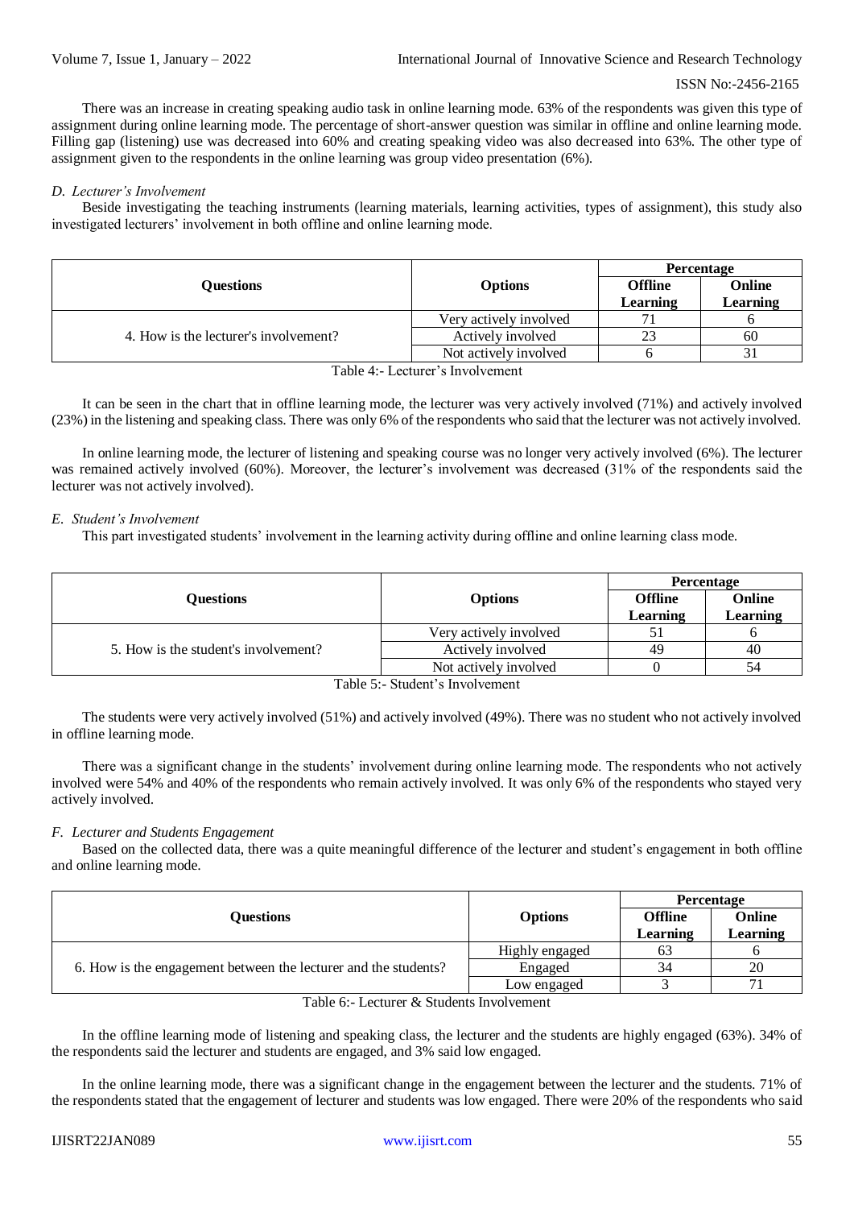There was an increase in creating speaking audio task in online learning mode. 63% of the respondents was given this type of assignment during online learning mode. The percentage of short-answer question was similar in offline and online learning mode. Filling gap (listening) use was decreased into 60% and creating speaking video was also decreased into 63%. The other type of assignment given to the respondents in the online learning was group video presentation (6%).

### *D. Lecturer's Involvement*

Beside investigating the teaching instruments (learning materials, learning activities, types of assignment), this study also investigated lecturers' involvement in both offline and online learning mode.

| Questions | Options | Percentage | |
|---|---|---|---|
| | | **Offline Learning** | **Online Learning** |
| 4. How is the lecturer's involvement? | Very actively involved | 71 | 6 |
| | Actively involved | 23 | 60 |
| | Not actively involved | 6 | 31 |

Table 4:- Lecturer's Involvement

It can be seen in the chart that in offline learning mode, the lecturer was very actively involved (71%) and actively involved (23%) in the listening and speaking class. There was only 6% of the respondents who said that the lecturer was not actively involved.

In online learning mode, the lecturer of listening and speaking course was no longer very actively involved (6%). The lecturer was remained actively involved (60%). Moreover, the lecturer's involvement was decreased (31% of the respondents said the lecturer was not actively involved).

### *E. Student's Involvement*

This part investigated students' involvement in the learning activity during offline and online learning class mode.

| Questions | Options | Percentage | |
|---|---|---|---|
| | | **Offline Learning** | **Online Learning** |
| 5. How is the student's involvement? | Very actively involved | 51 | 6 |
| | Actively involved | 49 | 40 |
| | Not actively involved | 0 | 54 |

Table 5:- Student's Involvement

The students were very actively involved (51%) and actively involved (49%). There was no student who not actively involved in offline learning mode.

There was a significant change in the students' involvement during online learning mode. The respondents who not actively involved were 54% and 40% of the respondents who remain actively involved. It was only 6% of the respondents who stayed very actively involved.

### *F. Lecturer and Students Engagement*

Based on the collected data, there was a quite meaningful difference of the lecturer and student's engagement in both offline and online learning mode.

| Questions | Options | Percentage | |
|---|---|---|---|
| | | **Offline Learning** | **Online Learning** |
| 6. How is the engagement between the lecturer and the students? | Highly engaged | 63 | 6 |
| | Engaged | 34 | 20 |
| | Low engaged | 3 | 71 |

Table 6:- Lecturer & Students Involvement

In the offline learning mode of listening and speaking class, the lecturer and the students are highly engaged (63%). 34% of the respondents said the lecturer and students are engaged, and 3% said low engaged.

In the online learning mode, there was a significant change in the engagement between the lecturer and the students. 71% of the respondents stated that the engagement of lecturer and students was low engaged. There were 20% of the respondents who said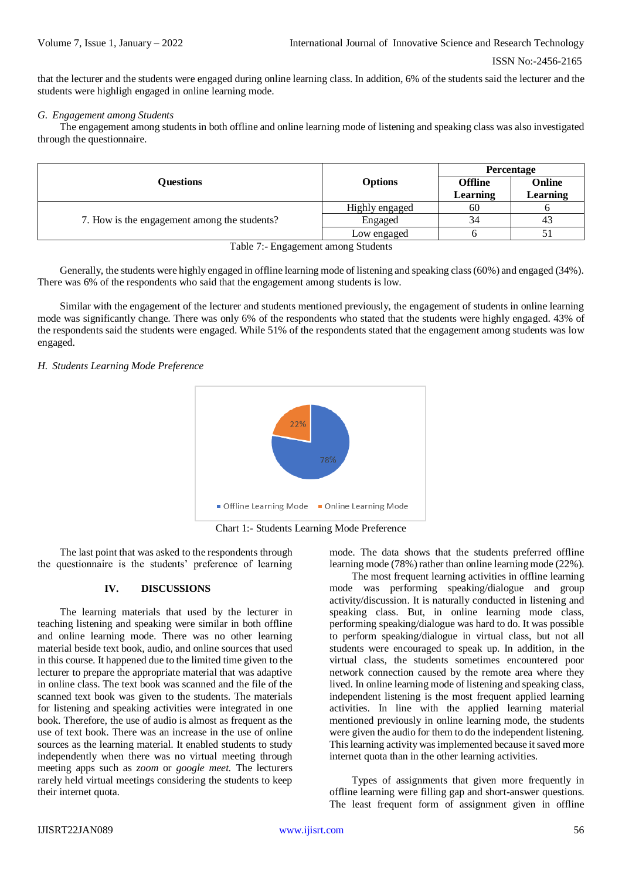that the lecturer and the students were engaged during online learning class. In addition, 6% of the students said the lecturer and the students were highligh engaged in online learning mode.

### *G. Engagement among Students*

The engagement among students in both offline and online learning mode of listening and speaking class was also investigated through the questionnaire.

| Questions | Options | Percentage | |
|---|---|---|---|
| | | **Offline Learning** | **Online Learning** |
| 7. How is the engagement among the students? | Highly engaged | 60 | 6 |
| | Engaged | 34 | 43 |
| | Low engaged | 6 | 51 |

Table 7:- Engagement among Students

Generally, the students were highly engaged in offline learning mode of listening and speaking class (60%) and engaged (34%). There was 6% of the respondents who said that the engagement among students is low.

Similar with the engagement of the lecturer and students mentioned previously, the engagement of students in online learning mode was significantly change. There was only 6% of the respondents who stated that the students were highly engaged. 43% of the respondents said the students were engaged. While 51% of the respondents stated that the engagement among students was low engaged.

### *H. Students Learning Mode Preference*

22%

78%

■ Offline Learning Mode ■ Online Learning Mode

Chart 1:- Students Learning Mode Preference

The last point that was asked to the respondents through the questionnaire is the students' preference of learning mode. The data shows that the students preferred offline learning mode (78%) rather than online learning mode (22%).

## IV. DISCUSSIONS

The learning materials that used by the lecturer in teaching listening and speaking were similar in both offline and online learning mode. There was no other learning material beside text book, audio, and online sources that used in this course. It happened due to the limited time given to the lecturer to prepare the appropriate material that was adaptive in online class. The text book was scanned and the file of the scanned text book was given to the students. The materials for listening and speaking activities were integrated in one book. Therefore, the use of audio is almost as frequent as the use of text book. There was an increase in the use of online sources as the learning material. It enabled students to study independently when there was no virtual meeting through meeting apps such as *zoom* or *google meet.* The lecturers rarely held virtual meetings considering the students to keep their internet quota.

The most frequent learning activities in offline learning mode was performing speaking/dialogue and group activity/discussion. It is naturally conducted in listening and speaking class. But, in online learning mode class, performing speaking/dialogue was hard to do. It was possible to perform speaking/dialogue in virtual class, but not all students were encouraged to speak up. In addition, in the virtual class, the students sometimes encountered poor network connection caused by the remote area where they lived. In online learning mode of listening and speaking class, independent listening is the most frequent applied learning activities. In line with the applied learning material mentioned previously in online learning mode, the students were given the audio for them to do the independent listening. This learning activity was implemented because it saved more internet quota than in the other learning activities.

Types of assignments that given more frequently in offline learning were filling gap and short-answer questions. The least frequent form of assignment given in offline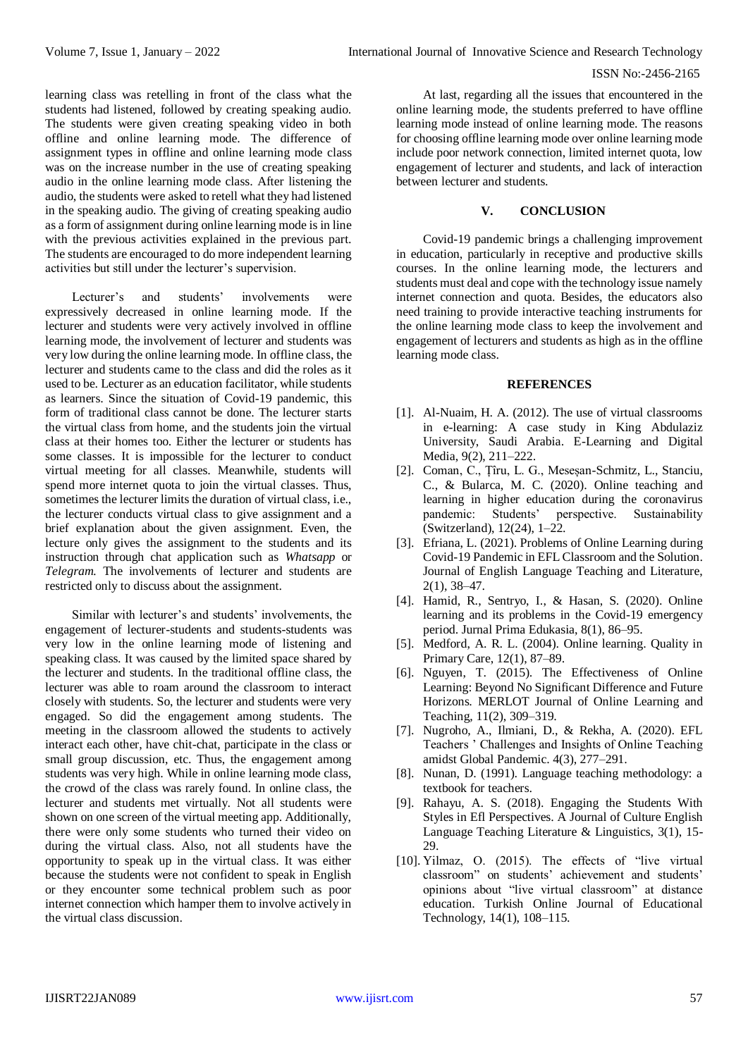learning class was retelling in front of the class what the students had listened, followed by creating speaking audio. The students were given creating speaking video in both offline and online learning mode. The difference of assignment types in offline and online learning mode class was on the increase number in the use of creating speaking audio in the online learning mode class. After listening the audio, the students were asked to retell what they had listened in the speaking audio. The giving of creating speaking audio as a form of assignment during online learning mode is in line with the previous activities explained in the previous part. The students are encouraged to do more independent learning activities but still under the lecturer's supervision.

Lecturer's and students' involvements were expressively decreased in online learning mode. If the lecturer and students were very actively involved in offline learning mode, the involvement of lecturer and students was very low during the online learning mode. In offline class, the lecturer and students came to the class and did the roles as it used to be. Lecturer as an education facilitator, while students as learners. Since the situation of Covid-19 pandemic, this form of traditional class cannot be done. The lecturer starts the virtual class from home, and the students join the virtual class at their homes too. Either the lecturer or students has some classes. It is impossible for the lecturer to conduct virtual meeting for all classes. Meanwhile, students will spend more internet quota to join the virtual classes. Thus, sometimes the lecturer limits the duration of virtual class, i.e., the lecturer conducts virtual class to give assignment and a brief explanation about the given assignment. Even, the lecture only gives the assignment to the students and its instruction through chat application such as *Whatsapp* or *Telegram*. The involvements of lecturer and students are restricted only to discuss about the assignment.

Similar with lecturer's and students' involvements, the engagement of lecturer-students and students-students was very low in the online learning mode of listening and speaking class. It was caused by the limited space shared by the lecturer and students. In the traditional offline class, the lecturer was able to roam around the classroom to interact closely with students. So, the lecturer and students were very engaged. So did the engagement among students. The meeting in the classroom allowed the students to actively interact each other, have chit-chat, participate in the class or small group discussion, etc. Thus, the engagement among students was very high. While in online learning mode class, the crowd of the class was rarely found. In online class, the lecturer and students met virtually. Not all students were shown on one screen of the virtual meeting app. Additionally, there were only some students who turned their video on during the virtual class. Also, not all students have the opportunity to speak up in the virtual class. It was either because the students were not confident to speak in English or they encounter some technical problem such as poor internet connection which hamper them to involve actively in the virtual class discussion.

At last, regarding all the issues that encountered in the online learning mode, the students preferred to have offline learning mode instead of online learning mode. The reasons for choosing offline learning mode over online learning mode include poor network connection, limited internet quota, low engagement of lecturer and students, and lack of interaction between lecturer and students.

## V. CONCLUSION

Covid-19 pandemic brings a challenging improvement in education, particularly in receptive and productive skills courses. In the online learning mode, the lecturers and students must deal and cope with the technology issue namely internet connection and quota. Besides, the educators also need training to provide interactive teaching instruments for the online learning mode class to keep the involvement and engagement of lecturers and students as high as in the offline learning mode class.

## REFERENCES

[1]. Al-Nuaim, H. A. (2012). The use of virtual classrooms in e-learning: A case study in King Abdulaziz University, Saudi Arabia. E-Learning and Digital Media, 9(2), 211–222.

[2]. Coman, C., Țîru, L. G., Meseșan-Schmitz, L., Stanciu, C., & Bularca, M. C. (2020). Online teaching and learning in higher education during the coronavirus pandemic: Students' perspective. Sustainability (Switzerland), 12(24), 1–22.

[3]. Efriana, L. (2021). Problems of Online Learning during Covid-19 Pandemic in EFL Classroom and the Solution. Journal of English Language Teaching and Literature, 2(1), 38–47.

[4]. Hamid, R., Sentryo, I., & Hasan, S. (2020). Online learning and its problems in the Covid-19 emergency period. Jurnal Prima Edukasia, 8(1), 86–95.

[5]. Medford, A. R. L. (2004). Online learning. Quality in Primary Care, 12(1), 87–89.

[6]. Nguyen, T. (2015). The Effectiveness of Online Learning: Beyond No Significant Difference and Future Horizons. MERLOT Journal of Online Learning and Teaching, 11(2), 309–319.

[7]. Nugroho, A., Ilmiani, D., & Rekha, A. (2020). EFL Teachers ' Challenges and Insights of Online Teaching amidst Global Pandemic. 4(3), 277–291.

[8]. Nunan, D. (1991). Language teaching methodology: a textbook for teachers.

[9]. Rahayu, A. S. (2018). Engaging the Students With Styles in Efl Perspectives. A Journal of Culture English Language Teaching Literature & Linguistics, 3(1), 15-29.

[10]. Yilmaz, O. (2015). The effects of "live virtual classroom" on students' achievement and students' opinions about "live virtual classroom" at distance education. Turkish Online Journal of Educational Technology, 14(1), 108–115.